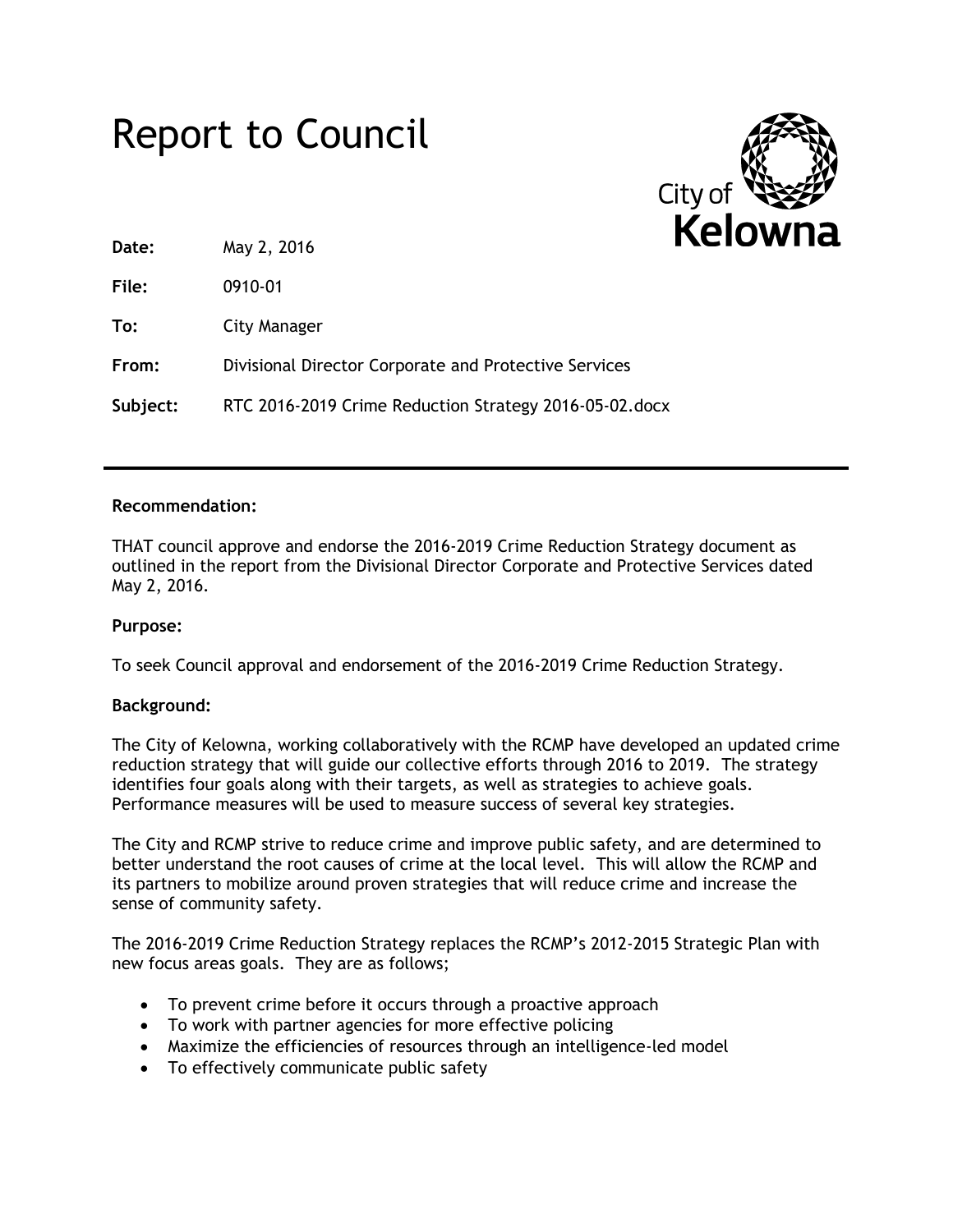# Report to Council

City of Kelowna

**Date:** May 2, 2016

**File:** 0910-01

**To:** City Manager

**From:** Divisional Director Corporate and Protective Services

**Subject:** RTC 2016-2019 Crime Reduction Strategy 2016-05-02.docx

---

**Recommendation:**

THAT council approve and endorse the 2016-2019 Crime Reduction Strategy document as outlined in the report from the Divisional Director Corporate and Protective Services dated May 2, 2016.

**Purpose:**

To seek Council approval and endorsement of the 2016-2019 Crime Reduction Strategy.

**Background:**

The City of Kelowna, working collaboratively with the RCMP have developed an updated crime reduction strategy that will guide our collective efforts through 2016 to 2019. The strategy identifies four goals along with their targets, as well as strategies to achieve goals. Performance measures will be used to measure success of several key strategies.

The City and RCMP strive to reduce crime and improve public safety, and are determined to better understand the root causes of crime at the local level. This will allow the RCMP and its partners to mobilize around proven strategies that will reduce crime and increase the sense of community safety.

The 2016-2019 Crime Reduction Strategy replaces the RCMP's 2012-2015 Strategic Plan with new focus areas goals. They are as follows;

- To prevent crime before it occurs through a proactive approach
- To work with partner agencies for more effective policing
- Maximize the efficiencies of resources through an intelligence-led model
- To effectively communicate public safety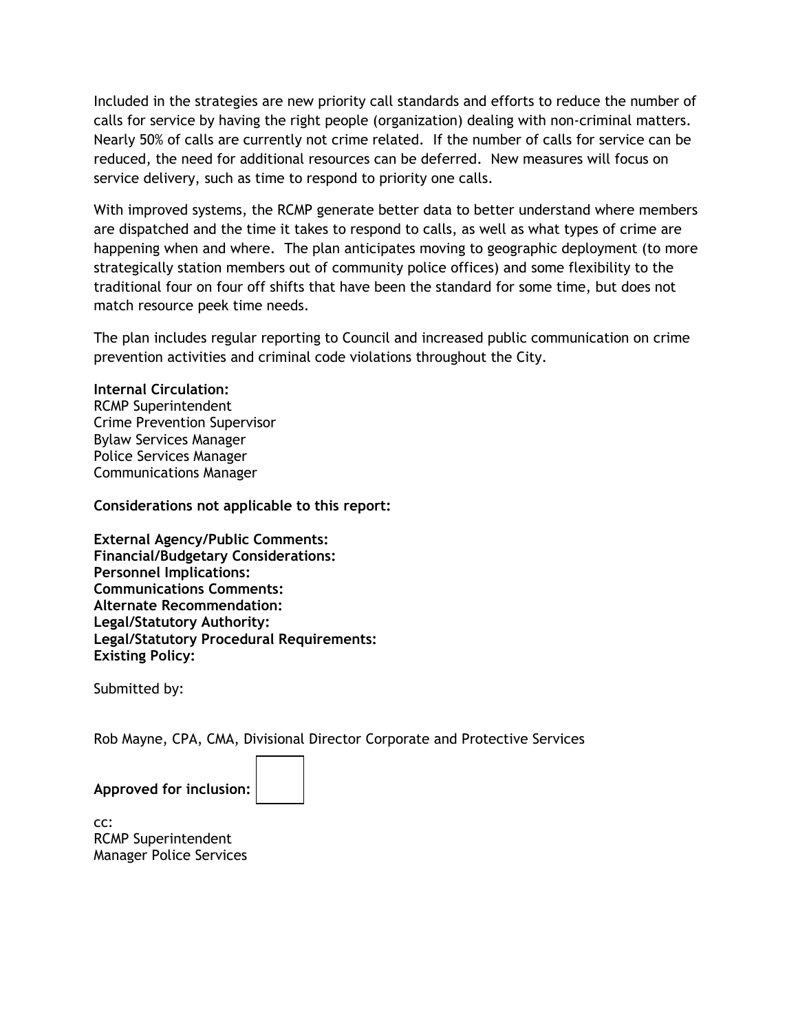Included in the strategies are new priority call standards and efforts to reduce the number of calls for service by having the right people (organization) dealing with non-criminal matters. Nearly 50% of calls are currently not crime related. If the number of calls for service can be reduced, the need for additional resources can be deferred. New measures will focus on service delivery, such as time to respond to priority one calls.

With improved systems, the RCMP generate better data to better understand where members are dispatched and the time it takes to respond to calls, as well as what types of crime are happening when and where. The plan anticipates moving to geographic deployment (to more strategically station members out of community police offices) and some flexibility to the traditional four on four off shifts that have been the standard for some time, but does not match resource peek time needs.

The plan includes regular reporting to Council and increased public communication on crime prevention activities and criminal code violations throughout the City.

**Internal Circulation:**
RCMP Superintendent
Crime Prevention Supervisor
Bylaw Services Manager
Police Services Manager
Communications Manager

**Considerations not applicable to this report:**

**External Agency/Public Comments:**
**Financial/Budgetary Considerations:**
**Personnel Implications:**
**Communications Comments:**
**Alternate Recommendation:**
**Legal/Statutory Authority:**
**Legal/Statutory Procedural Requirements:**
**Existing Policy:**

Submitted by:

Rob Mayne, CPA, CMA, Divisional Director Corporate and Protective Services

**Approved for inclusion:**

cc:
RCMP Superintendent
Manager Police Services